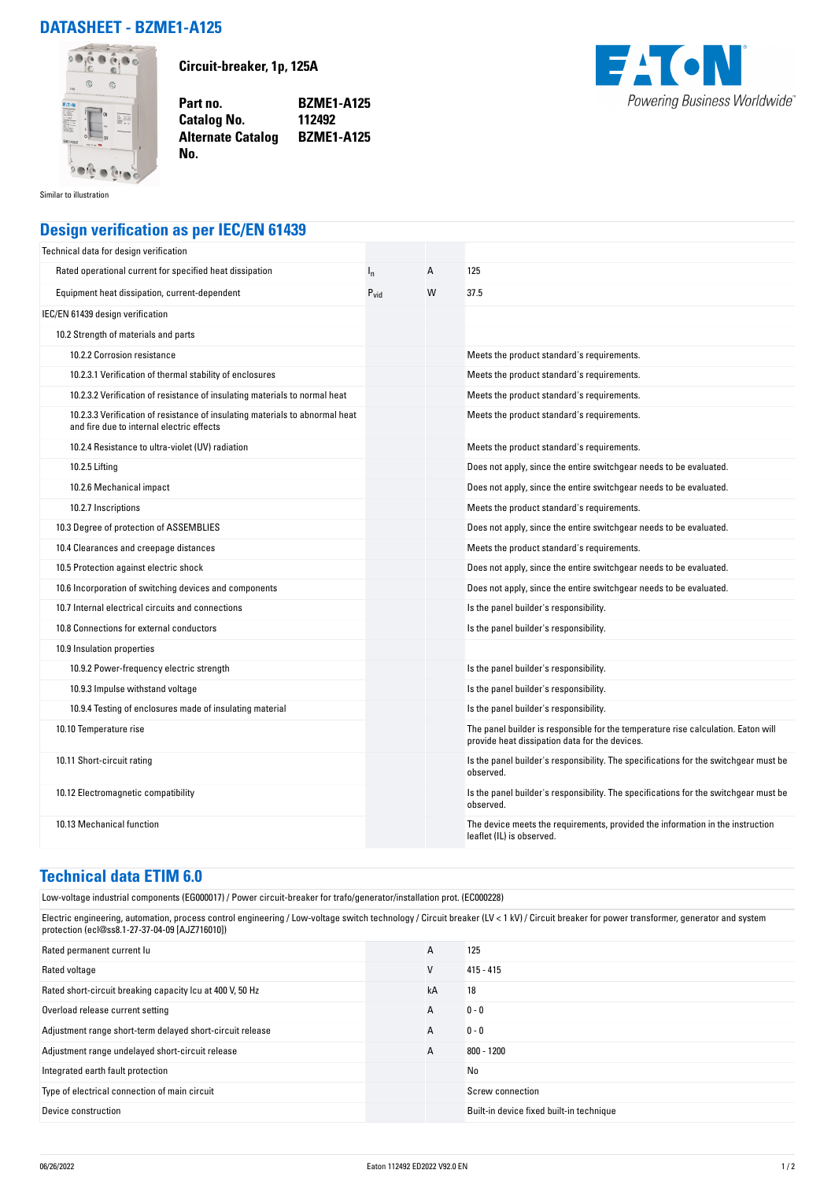# DATASHEET - BZME1-A125

Similar to illustration

**Circuit-breaker, 1p, 125A**

| | |
|---|---|
| **Part no.** | **BZME1-A125** |
| **Catalog No.** | **112492** |
| **Alternate Catalog No.** | **BZME1-A125** |

Powering Business Worldwide

## Design verification as per IEC/EN 61439

| | | | |
|---|---|---|---|
| Technical data for design verification | | | |
| Rated operational current for specified heat dissipation | $I_n$ | A | 125 |
| Equipment heat dissipation, current-dependent | $P_{vid}$ | W | 37.5 |
| IEC/EN 61439 design verification | | | |
| 10.2 Strength of materials and parts | | | |
| 10.2.2 Corrosion resistance | | | Meets the product standard's requirements. |
| 10.2.3.1 Verification of thermal stability of enclosures | | | Meets the product standard's requirements. |
| 10.2.3.2 Verification of resistance of insulating materials to normal heat | | | Meets the product standard's requirements. |
| 10.2.3.3 Verification of resistance of insulating materials to abnormal heat and fire due to internal electric effects | | | Meets the product standard's requirements. |
| 10.2.4 Resistance to ultra-violet (UV) radiation | | | Meets the product standard's requirements. |
| 10.2.5 Lifting | | | Does not apply, since the entire switchgear needs to be evaluated. |
| 10.2.6 Mechanical impact | | | Does not apply, since the entire switchgear needs to be evaluated. |
| 10.2.7 Inscriptions | | | Meets the product standard's requirements. |
| 10.3 Degree of protection of ASSEMBLIES | | | Does not apply, since the entire switchgear needs to be evaluated. |
| 10.4 Clearances and creepage distances | | | Meets the product standard's requirements. |
| 10.5 Protection against electric shock | | | Does not apply, since the entire switchgear needs to be evaluated. |
| 10.6 Incorporation of switching devices and components | | | Does not apply, since the entire switchgear needs to be evaluated. |
| 10.7 Internal electrical circuits and connections | | | Is the panel builder's responsibility. |
| 10.8 Connections for external conductors | | | Is the panel builder's responsibility. |
| 10.9 Insulation properties | | | |
| 10.9.2 Power-frequency electric strength | | | Is the panel builder's responsibility. |
| 10.9.3 Impulse withstand voltage | | | Is the panel builder's responsibility. |
| 10.9.4 Testing of enclosures made of insulating material | | | Is the panel builder's responsibility. |
| 10.10 Temperature rise | | | The panel builder is responsible for the temperature rise calculation. Eaton will provide heat dissipation data for the devices. |
| 10.11 Short-circuit rating | | | Is the panel builder's responsibility. The specifications for the switchgear must be observed. |
| 10.12 Electromagnetic compatibility | | | Is the panel builder's responsibility. The specifications for the switchgear must be observed. |
| 10.13 Mechanical function | | | The device meets the requirements, provided the information in the instruction leaflet (IL) is observed. |

## Technical data ETIM 6.0

Low-voltage industrial components (EG000017) / Power circuit-breaker for trafo/generator/installation prot. (EC000228)

Electric engineering, automation, process control engineering / Low-voltage switch technology / Circuit breaker (LV < 1 kV) / Circuit breaker for power transformer, generator and system protection (ecl@ss8.1-27-37-04-09 [AJZ716010])

| | | | |
|---|---|---|---|
| Rated permanent current Iu | | A | 125 |
| Rated voltage | | V | 415 - 415 |
| Rated short-circuit breaking capacity Icu at 400 V, 50 Hz | | kA | 18 |
| Overload release current setting | | A | 0 - 0 |
| Adjustment range short-term delayed short-circuit release | | A | 0 - 0 |
| Adjustment range undelayed short-circuit release | | A | 800 - 1200 |
| Integrated earth fault protection | | | No |
| Type of electrical connection of main circuit | | | Screw connection |
| Device construction | | | Built-in device fixed built-in technique |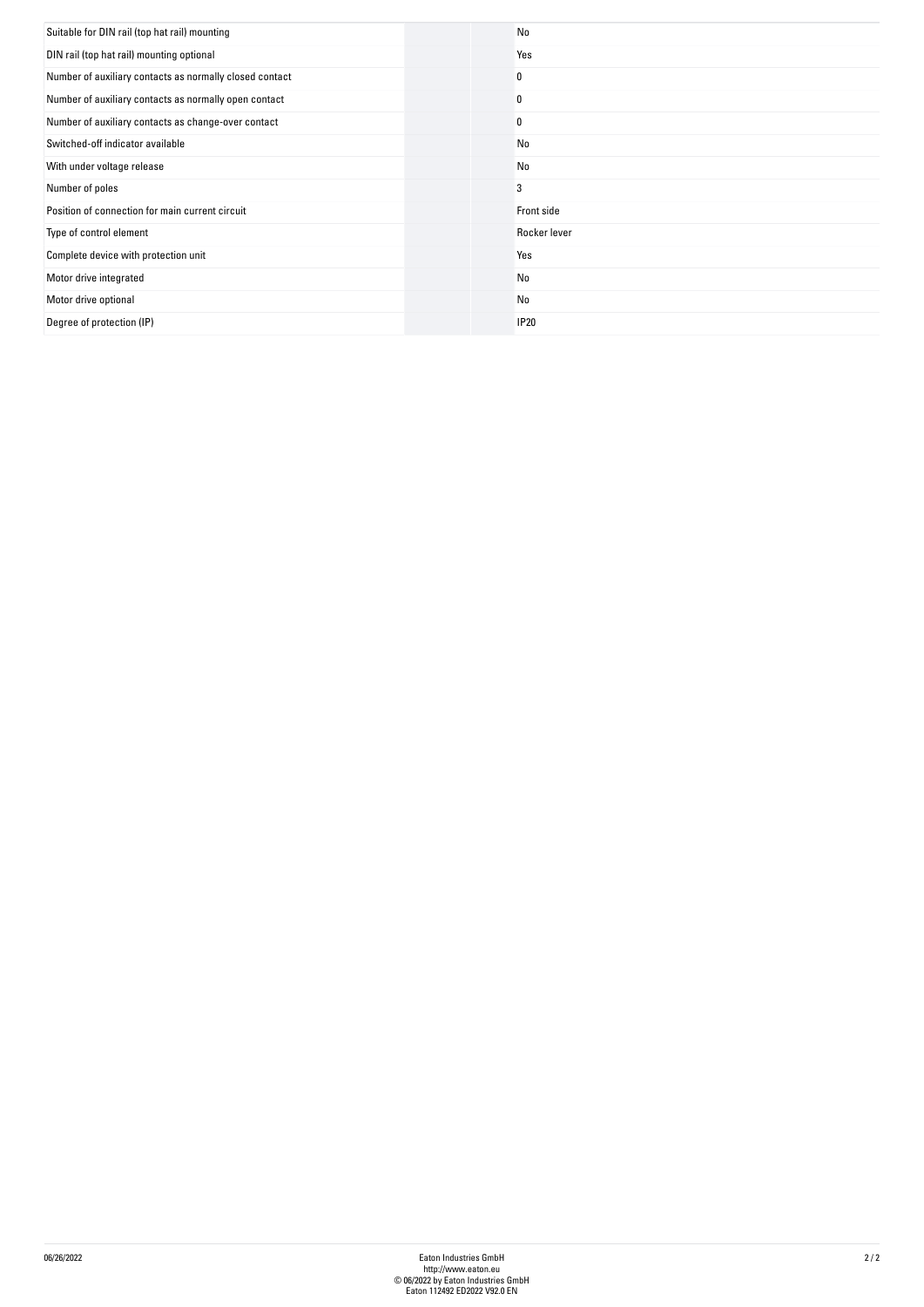| | | |
|---|---|---|
| Suitable for DIN rail (top hat rail) mounting | | No |
| DIN rail (top hat rail) mounting optional | | Yes |
| Number of auxiliary contacts as normally closed contact | | 0 |
| Number of auxiliary contacts as normally open contact | | 0 |
| Number of auxiliary contacts as change-over contact | | 0 |
| Switched-off indicator available | | No |
| With under voltage release | | No |
| Number of poles | | 3 |
| Position of connection for main current circuit | | Front side |
| Type of control element | | Rocker lever |
| Complete device with protection unit | | Yes |
| Motor drive integrated | | No |
| Motor drive optional | | No |
| Degree of protection (IP) | | IP20 |

06/26/2022

Eaton Industries GmbH
http://www.eaton.eu
© 06/2022 by Eaton Industries GmbH
Eaton 112492 ED2022 V92.0 EN